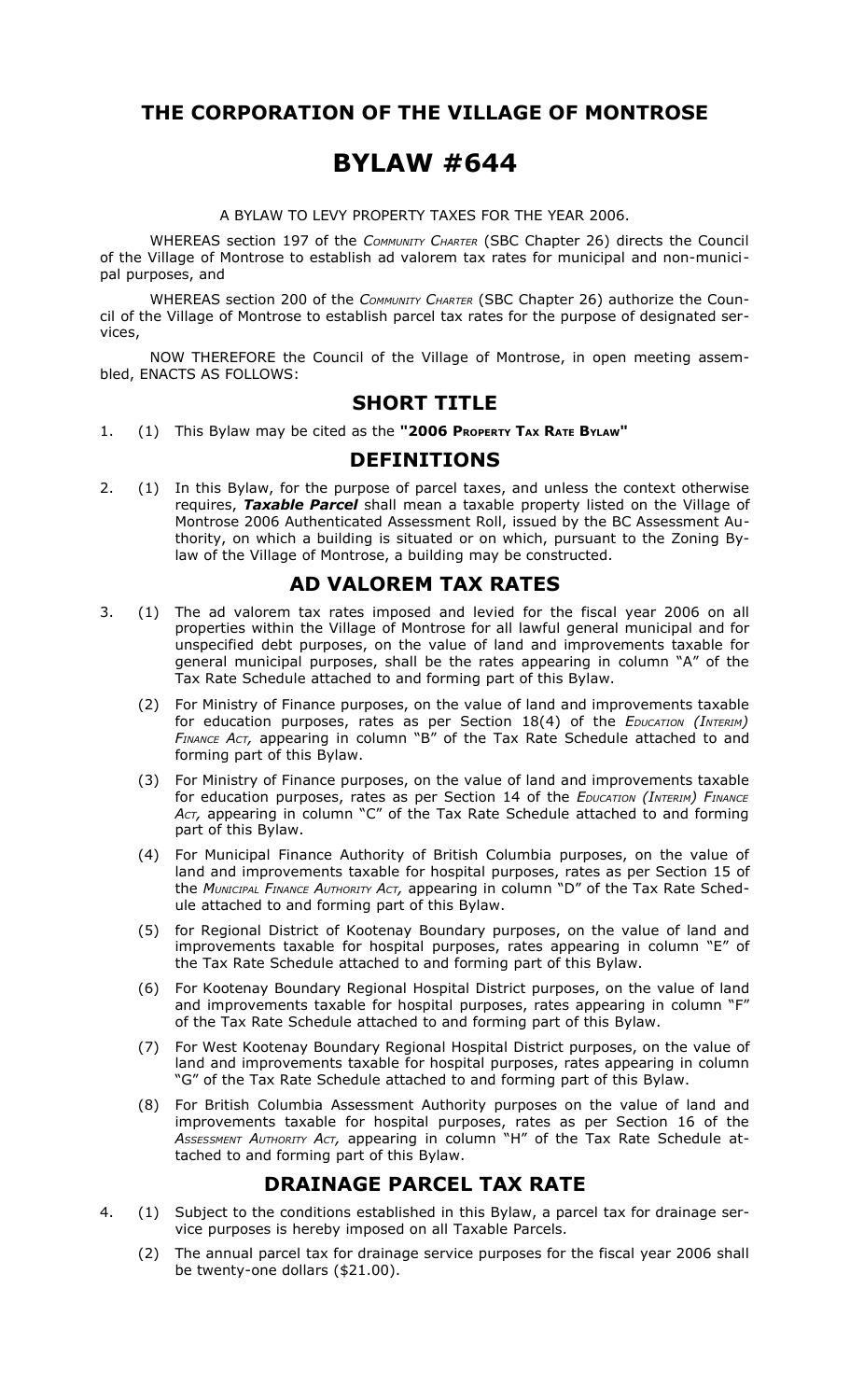# THE CORPORATION OF THE VILLAGE OF MONTROSE

# BYLAW #644

A BYLAW TO LEVY PROPERTY TAXES FOR THE YEAR 2006.

WHEREAS section 197 of the *Community Charter* (SBC Chapter 26) directs the Council of the Village of Montrose to establish ad valorem tax rates for municipal and non-municipal purposes, and

WHEREAS section 200 of the *Community Charter* (SBC Chapter 26) authorize the Council of the Village of Montrose to establish parcel tax rates for the purpose of designated services,

NOW THEREFORE the Council of the Village of Montrose, in open meeting assembled, ENACTS AS FOLLOWS:

## SHORT TITLE

1. (1) This Bylaw may be cited as the **"2006 Property Tax Rate Bylaw"**

## DEFINITIONS

2. (1) In this Bylaw, for the purpose of parcel taxes, and unless the context otherwise requires, ***Taxable Parcel*** shall mean a taxable property listed on the Village of Montrose 2006 Authenticated Assessment Roll, issued by the BC Assessment Authority, on which a building is situated or on which, pursuant to the Zoning Bylaw of the Village of Montrose, a building may be constructed.

## AD VALOREM TAX RATES

3. (1) The ad valorem tax rates imposed and levied for the fiscal year 2006 on all properties within the Village of Montrose for all lawful general municipal and for unspecified debt purposes, on the value of land and improvements taxable for general municipal purposes, shall be the rates appearing in column "A" of the Tax Rate Schedule attached to and forming part of this Bylaw.

   (2) For Ministry of Finance purposes, on the value of land and improvements taxable for education purposes, rates as per Section 18(4) of the *Education (Interim) Finance Act,* appearing in column "B" of the Tax Rate Schedule attached to and forming part of this Bylaw.

   (3) For Ministry of Finance purposes, on the value of land and improvements taxable for education purposes, rates as per Section 14 of the *Education (Interim) Finance Act,* appearing in column "C" of the Tax Rate Schedule attached to and forming part of this Bylaw.

   (4) For Municipal Finance Authority of British Columbia purposes, on the value of land and improvements taxable for hospital purposes, rates as per Section 15 of the *Municipal Finance Authority Act,* appearing in column "D" of the Tax Rate Schedule attached to and forming part of this Bylaw.

   (5) for Regional District of Kootenay Boundary purposes, on the value of land and improvements taxable for hospital purposes, rates appearing in column "E" of the Tax Rate Schedule attached to and forming part of this Bylaw.

   (6) For Kootenay Boundary Regional Hospital District purposes, on the value of land and improvements taxable for hospital purposes, rates appearing in column "F" of the Tax Rate Schedule attached to and forming part of this Bylaw.

   (7) For West Kootenay Boundary Regional Hospital District purposes, on the value of land and improvements taxable for hospital purposes, rates appearing in column "G" of the Tax Rate Schedule attached to and forming part of this Bylaw.

   (8) For British Columbia Assessment Authority purposes on the value of land and improvements taxable for hospital purposes, rates as per Section 16 of the *Assessment Authority Act,* appearing in column "H" of the Tax Rate Schedule attached to and forming part of this Bylaw.

## DRAINAGE PARCEL TAX RATE

4. (1) Subject to the conditions established in this Bylaw, a parcel tax for drainage service purposes is hereby imposed on all Taxable Parcels.

   (2) The annual parcel tax for drainage service purposes for the fiscal year 2006 shall be twenty-one dollars ($21.00).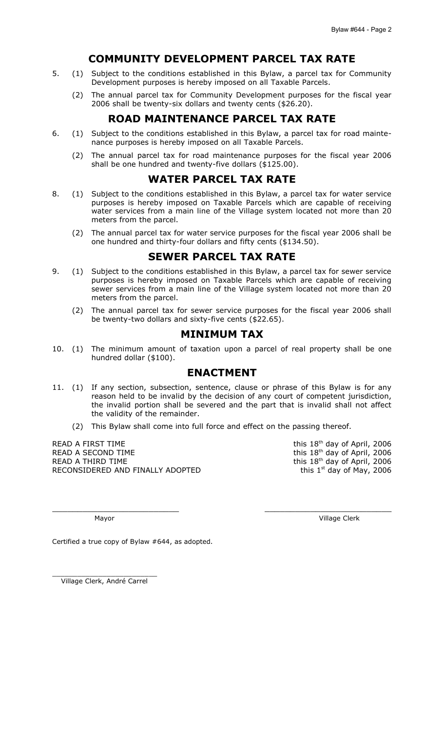## COMMUNITY DEVELOPMENT PARCEL TAX RATE

5. (1) Subject to the conditions established in this Bylaw, a parcel tax for Community Development purposes is hereby imposed on all Taxable Parcels.

   (2) The annual parcel tax for Community Development purposes for the fiscal year 2006 shall be twenty-six dollars and twenty cents ($26.20).

## ROAD MAINTENANCE PARCEL TAX RATE

6. (1) Subject to the conditions established in this Bylaw, a parcel tax for road maintenance purposes is hereby imposed on all Taxable Parcels.

   (2) The annual parcel tax for road maintenance purposes for the fiscal year 2006 shall be one hundred and twenty-five dollars ($125.00).

## WATER PARCEL TAX RATE

8. (1) Subject to the conditions established in this Bylaw, a parcel tax for water service purposes is hereby imposed on Taxable Parcels which are capable of receiving water services from a main line of the Village system located not more than 20 meters from the parcel.

   (2) The annual parcel tax for water service purposes for the fiscal year 2006 shall be one hundred and thirty-four dollars and fifty cents ($134.50).

## SEWER PARCEL TAX RATE

9. (1) Subject to the conditions established in this Bylaw, a parcel tax for sewer service purposes is hereby imposed on Taxable Parcels which are capable of receiving sewer services from a main line of the Village system located not more than 20 meters from the parcel.

   (2) The annual parcel tax for sewer service purposes for the fiscal year 2006 shall be twenty-two dollars and sixty-five cents ($22.65).

## MINIMUM TAX

10. (1) The minimum amount of taxation upon a parcel of real property shall be one hundred dollar ($100).

## ENACTMENT

11. (1) If any section, subsection, sentence, clause or phrase of this Bylaw is for any reason held to be invalid by the decision of any court of competent jurisdiction, the invalid portion shall be severed and the part that is invalid shall not affect the validity of the remainder.

    (2) This Bylaw shall come into full force and effect on the passing thereof.

READ A FIRST TIME this 18th day of April, 2006
READ A SECOND TIME this 18th day of April, 2006
READ A THIRD TIME this 18th day of April, 2006
RECONSIDERED AND FINALLY ADOPTED this 1st day of May, 2006

\_\_\_\_\_\_\_\_\_\_\_\_\_\_\_\_\_\_\_\_\_\_\_\_\_\_ \_\_\_\_\_\_\_\_\_\_\_\_\_\_\_\_\_\_\_\_\_\_\_\_\_\_

Mayor Village Clerk

Certified a true copy of Bylaw #644, as adopted.

\_\_\_\_\_\_\_\_\_\_\_\_\_\_\_\_\_\_\_\_\_\_\_\_\_\_

Village Clerk, André Carrel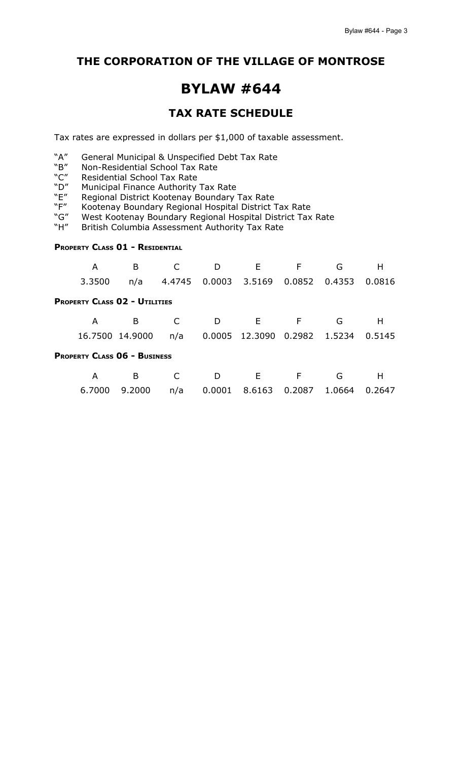# THE CORPORATION OF THE VILLAGE OF MONTROSE

# BYLAW #644

## TAX RATE SCHEDULE

Tax rates are expressed in dollars per $1,000 of taxable assessment.

"A" General Municipal & Unspecified Debt Tax Rate
"B" Non-Residential School Tax Rate
"C" Residential School Tax Rate
"D" Municipal Finance Authority Tax Rate
"E" Regional District Kootenay Boundary Tax Rate
"F" Kootenay Boundary Regional Hospital District Tax Rate
"G" West Kootenay Boundary Regional Hospital District Tax Rate
"H" British Columbia Assessment Authority Tax Rate

**PROPERTY CLASS 01 - RESIDENTIAL**

| A | B | C | D | E | F | G | H |
|---|---|---|---|---|---|---|---|
| 3.3500 | n/a | 4.4745 | 0.0003 | 3.5169 | 0.0852 | 0.4353 | 0.0816 |

**PROPERTY CLASS 02 - UTILITIES**

| A | B | C | D | E | F | G | H |
|---|---|---|---|---|---|---|---|
| 16.7500 | 14.9000 | n/a | 0.0005 | 12.3090 | 0.2982 | 1.5234 | 0.5145 |

**PROPERTY CLASS 06 - BUSINESS**

| A | B | C | D | E | F | G | H |
|---|---|---|---|---|---|---|---|
| 6.7000 | 9.2000 | n/a | 0.0001 | 8.6163 | 0.2087 | 1.0664 | 0.2647 |